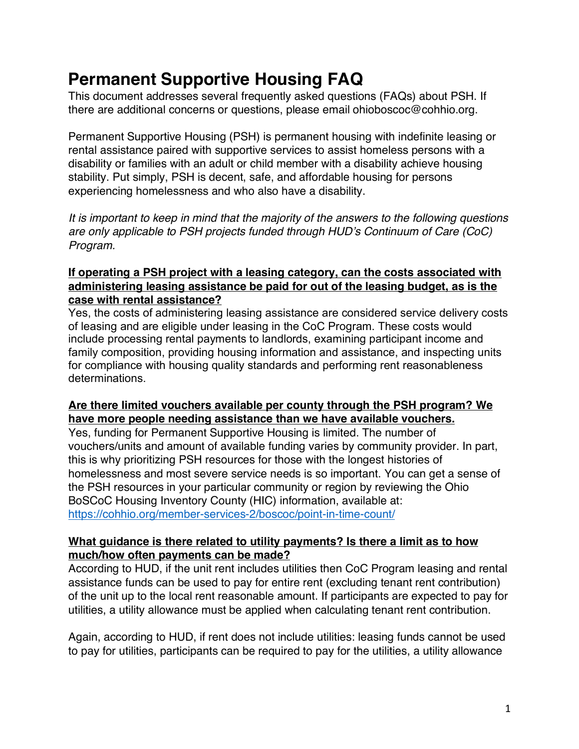# Permanent Supportive Housing FAQ

This document addresses several frequently asked questions (FAQs) about PSH. If there are additional concerns or questions, please email ohioboscoc@cohhio.org.

Permanent Supportive Housing (PSH) is permanent housing with indefinite leasing or rental assistance paired with supportive services to assist homeless persons with a disability or families with an adult or child member with a disability achieve housing stability. Put simply, PSH is decent, safe, and affordable housing for persons experiencing homelessness and who also have a disability.

*It is important to keep in mind that the majority of the answers to the following questions are only applicable to PSH projects funded through HUD's Continuum of Care (CoC) Program.*

**If operating a PSH project with a leasing category, can the costs associated with administering leasing assistance be paid for out of the leasing budget, as is the case with rental assistance?**

Yes, the costs of administering leasing assistance are considered service delivery costs of leasing and are eligible under leasing in the CoC Program. These costs would include processing rental payments to landlords, examining participant income and family composition, providing housing information and assistance, and inspecting units for compliance with housing quality standards and performing rent reasonableness determinations.

**Are there limited vouchers available per county through the PSH program? We have more people needing assistance than we have available vouchers.**

Yes, funding for Permanent Supportive Housing is limited. The number of vouchers/units and amount of available funding varies by community provider. In part, this is why prioritizing PSH resources for those with the longest histories of homelessness and most severe service needs is so important. You can get a sense of the PSH resources in your particular community or region by reviewing the Ohio BoSCoC Housing Inventory County (HIC) information, available at: [https://cohhio.org/member-services-2/boscoc/point-in-time-count/](https://cohhio.org/member-services-2/boscoc/point-in-time-count/)

**What guidance is there related to utility payments? Is there a limit as to how much/how often payments can be made?**

According to HUD, if the unit rent includes utilities then CoC Program leasing and rental assistance funds can be used to pay for entire rent (excluding tenant rent contribution) of the unit up to the local rent reasonable amount. If participants are expected to pay for utilities, a utility allowance must be applied when calculating tenant rent contribution.

Again, according to HUD, if rent does not include utilities: leasing funds cannot be used to pay for utilities, participants can be required to pay for the utilities, a utility allowance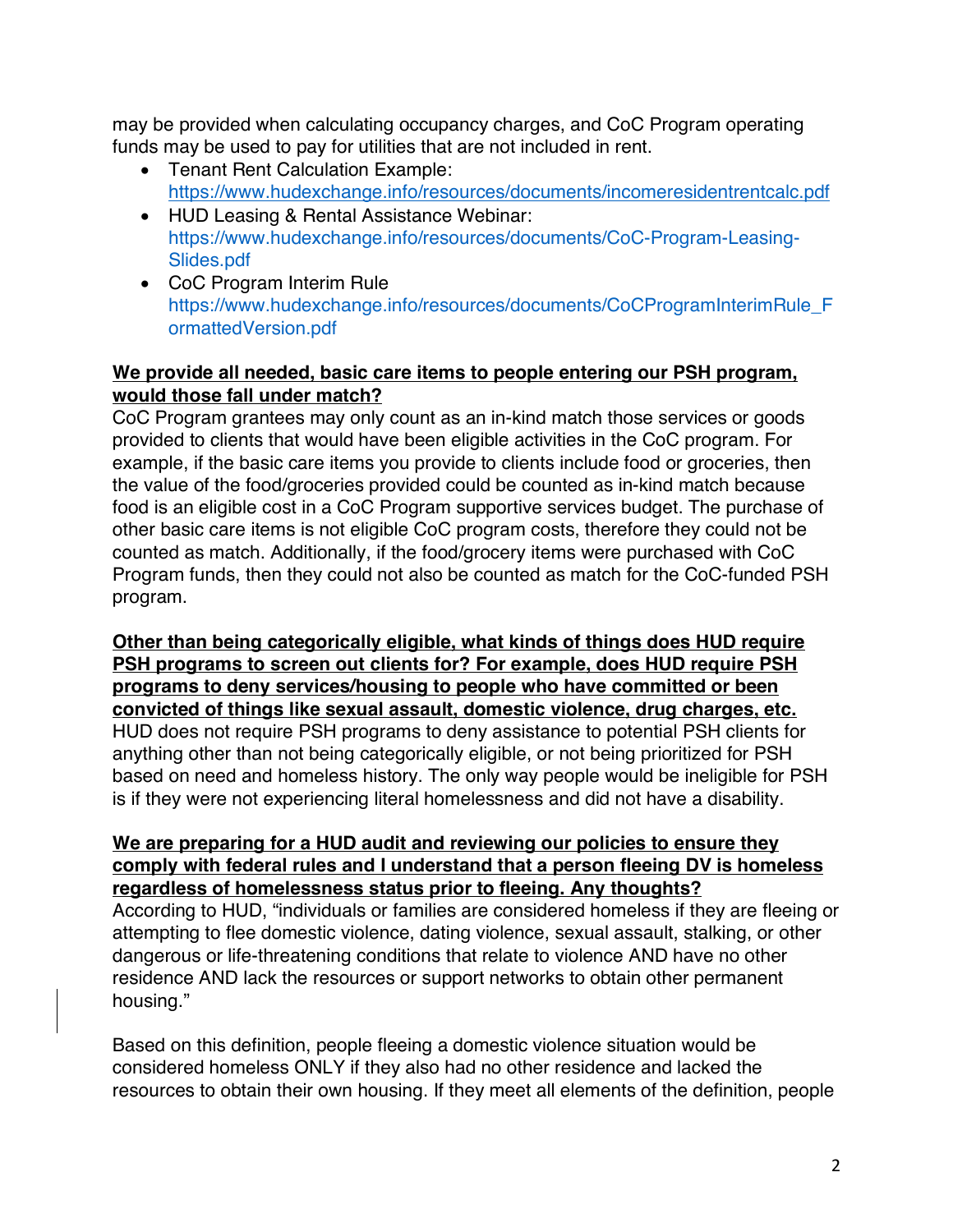may be provided when calculating occupancy charges, and CoC Program operating funds may be used to pay for utilities that are not included in rent.

- Tenant Rent Calculation Example: https://www.hudexchange.info/resources/documents/incomeresidentrentcalc.pdf
- HUD Leasing & Rental Assistance Webinar: https://www.hudexchange.info/resources/documents/CoC-Program-Leasing-Slides.pdf
- CoC Program Interim Rule https://www.hudexchange.info/resources/documents/CoCProgramInterimRule_FormattedVersion.pdf

**We provide all needed, basic care items to people entering our PSH program, would those fall under match?**

CoC Program grantees may only count as an in-kind match those services or goods provided to clients that would have been eligible activities in the CoC program. For example, if the basic care items you provide to clients include food or groceries, then the value of the food/groceries provided could be counted as in-kind match because food is an eligible cost in a CoC Program supportive services budget. The purchase of other basic care items is not eligible CoC program costs, therefore they could not be counted as match. Additionally, if the food/grocery items were purchased with CoC Program funds, then they could not also be counted as match for the CoC-funded PSH program.

**Other than being categorically eligible, what kinds of things does HUD require PSH programs to screen out clients for? For example, does HUD require PSH programs to deny services/housing to people who have committed or been convicted of things like sexual assault, domestic violence, drug charges, etc.**

HUD does not require PSH programs to deny assistance to potential PSH clients for anything other than not being categorically eligible, or not being prioritized for PSH based on need and homeless history. The only way people would be ineligible for PSH is if they were not experiencing literal homelessness and did not have a disability.

**We are preparing for a HUD audit and reviewing our policies to ensure they comply with federal rules and I understand that a person fleeing DV is homeless regardless of homelessness status prior to fleeing. Any thoughts?**

According to HUD, "individuals or families are considered homeless if they are fleeing or attempting to flee domestic violence, dating violence, sexual assault, stalking, or other dangerous or life-threatening conditions that relate to violence AND have no other residence AND lack the resources or support networks to obtain other permanent housing."

Based on this definition, people fleeing a domestic violence situation would be considered homeless ONLY if they also had no other residence and lacked the resources to obtain their own housing. If they meet all elements of the definition, people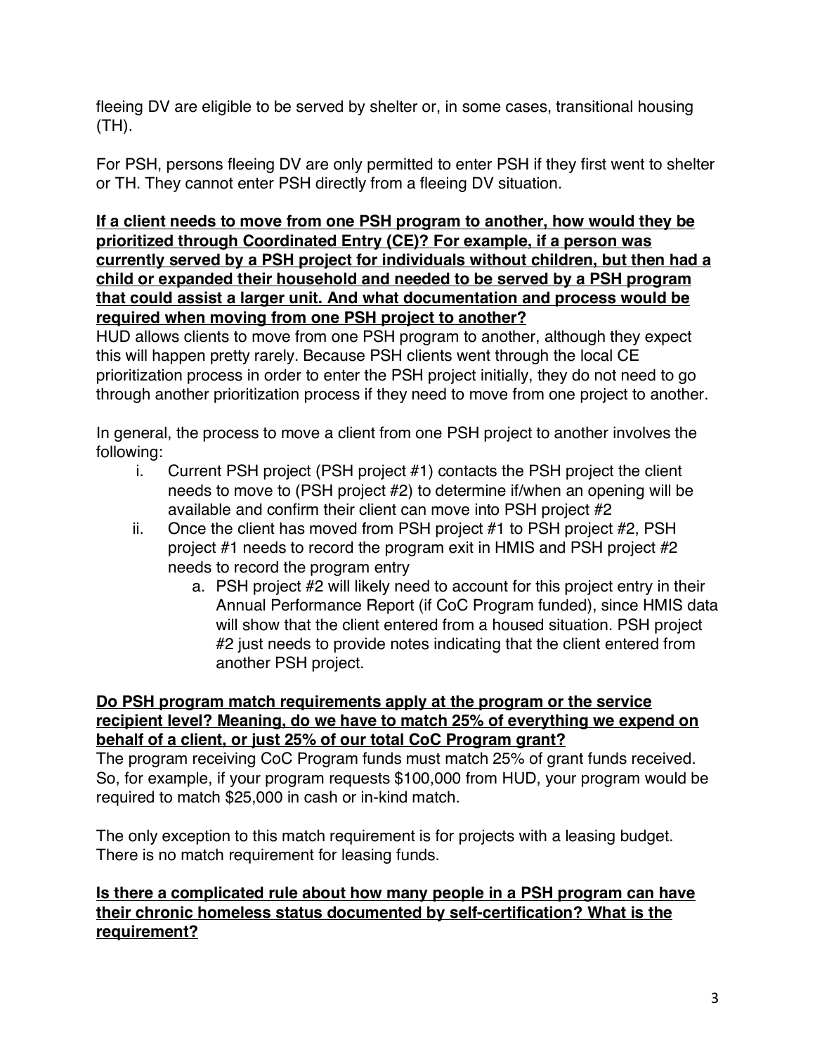fleeing DV are eligible to be served by shelter or, in some cases, transitional housing (TH).

For PSH, persons fleeing DV are only permitted to enter PSH if they first went to shelter or TH. They cannot enter PSH directly from a fleeing DV situation.

**If a client needs to move from one PSH program to another, how would they be prioritized through Coordinated Entry (CE)? For example, if a person was currently served by a PSH project for individuals without children, but then had a child or expanded their household and needed to be served by a PSH program that could assist a larger unit. And what documentation and process would be required when moving from one PSH project to another?**

HUD allows clients to move from one PSH program to another, although they expect this will happen pretty rarely. Because PSH clients went through the local CE prioritization process in order to enter the PSH project initially, they do not need to go through another prioritization process if they need to move from one project to another.

In general, the process to move a client from one PSH project to another involves the following:

i. Current PSH project (PSH project #1) contacts the PSH project the client needs to move to (PSH project #2) to determine if/when an opening will be available and confirm their client can move into PSH project #2
ii. Once the client has moved from PSH project #1 to PSH project #2, PSH project #1 needs to record the program exit in HMIS and PSH project #2 needs to record the program entry
    a. PSH project #2 will likely need to account for this project entry in their Annual Performance Report (if CoC Program funded), since HMIS data will show that the client entered from a housed situation. PSH project #2 just needs to provide notes indicating that the client entered from another PSH project.

**Do PSH program match requirements apply at the program or the service recipient level? Meaning, do we have to match 25% of everything we expend on behalf of a client, or just 25% of our total CoC Program grant?**

The program receiving CoC Program funds must match 25% of grant funds received. So, for example, if your program requests $100,000 from HUD, your program would be required to match $25,000 in cash or in-kind match.

The only exception to this match requirement is for projects with a leasing budget. There is no match requirement for leasing funds.

**Is there a complicated rule about how many people in a PSH program can have their chronic homeless status documented by self-certification? What is the requirement?**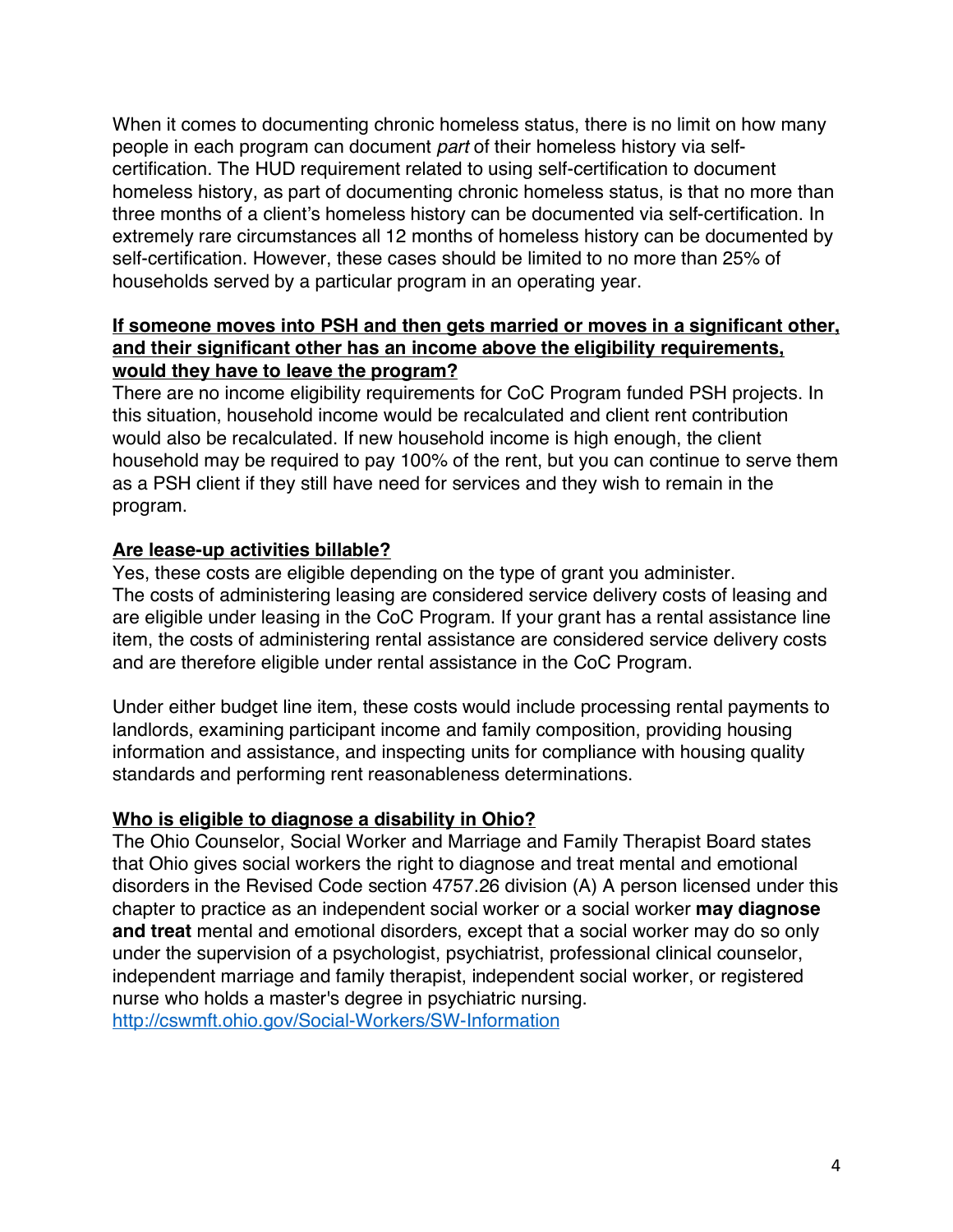When it comes to documenting chronic homeless status, there is no limit on how many people in each program can document *part* of their homeless history via self-certification. The HUD requirement related to using self-certification to document homeless history, as part of documenting chronic homeless status, is that no more than three months of a client's homeless history can be documented via self-certification. In extremely rare circumstances all 12 months of homeless history can be documented by self-certification. However, these cases should be limited to no more than 25% of households served by a particular program in an operating year.

**If someone moves into PSH and then gets married or moves in a significant other, and their significant other has an income above the eligibility requirements, would they have to leave the program?**

There are no income eligibility requirements for CoC Program funded PSH projects. In this situation, household income would be recalculated and client rent contribution would also be recalculated. If new household income is high enough, the client household may be required to pay 100% of the rent, but you can continue to serve them as a PSH client if they still have need for services and they wish to remain in the program.

**Are lease-up activities billable?**

Yes, these costs are eligible depending on the type of grant you administer. The costs of administering leasing are considered service delivery costs of leasing and are eligible under leasing in the CoC Program. If your grant has a rental assistance line item, the costs of administering rental assistance are considered service delivery costs and are therefore eligible under rental assistance in the CoC Program.

Under either budget line item, these costs would include processing rental payments to landlords, examining participant income and family composition, providing housing information and assistance, and inspecting units for compliance with housing quality standards and performing rent reasonableness determinations.

**Who is eligible to diagnose a disability in Ohio?**

The Ohio Counselor, Social Worker and Marriage and Family Therapist Board states that Ohio gives social workers the right to diagnose and treat mental and emotional disorders in the Revised Code section 4757.26 division (A) A person licensed under this chapter to practice as an independent social worker or a social worker **may diagnose and treat** mental and emotional disorders, except that a social worker may do so only under the supervision of a psychologist, psychiatrist, professional clinical counselor, independent marriage and family therapist, independent social worker, or registered nurse who holds a master's degree in psychiatric nursing.
http://cswmft.ohio.gov/Social-Workers/SW-Information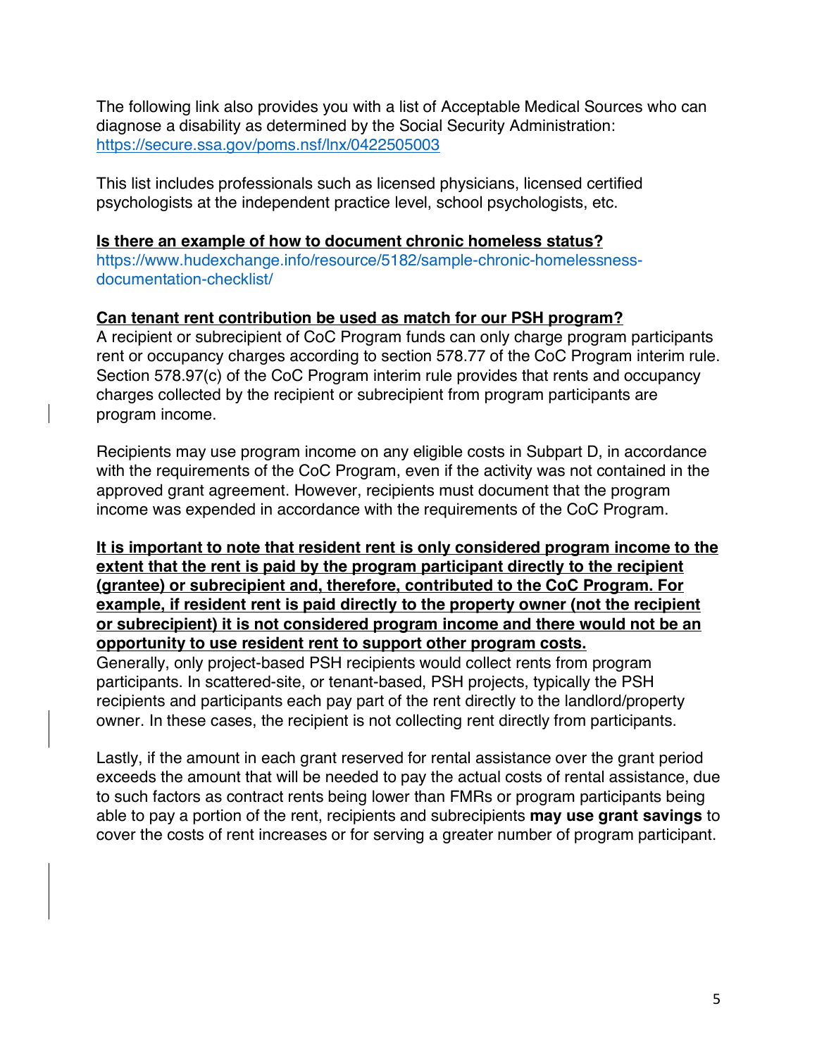The following link also provides you with a list of Acceptable Medical Sources who can diagnose a disability as determined by the Social Security Administration: https://secure.ssa.gov/poms.nsf/lnx/0422505003

This list includes professionals such as licensed physicians, licensed certified psychologists at the independent practice level, school psychologists, etc.

**Is there an example of how to document chronic homeless status?**

https://www.hudexchange.info/resource/5182/sample-chronic-homelessness-documentation-checklist/

**Can tenant rent contribution be used as match for our PSH program?**

A recipient or subrecipient of CoC Program funds can only charge program participants rent or occupancy charges according to section 578.77 of the CoC Program interim rule. Section 578.97(c) of the CoC Program interim rule provides that rents and occupancy charges collected by the recipient or subrecipient from program participants are program income.

Recipients may use program income on any eligible costs in Subpart D, in accordance with the requirements of the CoC Program, even if the activity was not contained in the approved grant agreement. However, recipients must document that the program income was expended in accordance with the requirements of the CoC Program.

**It is important to note that resident rent is only considered program income to the extent that the rent is paid by the program participant directly to the recipient (grantee) or subrecipient and, therefore, contributed to the CoC Program. For example, if resident rent is paid directly to the property owner (not the recipient or subrecipient) it is not considered program income and there would not be an opportunity to use resident rent to support other program costs.**

Generally, only project-based PSH recipients would collect rents from program participants. In scattered-site, or tenant-based, PSH projects, typically the PSH recipients and participants each pay part of the rent directly to the landlord/property owner. In these cases, the recipient is not collecting rent directly from participants.

Lastly, if the amount in each grant reserved for rental assistance over the grant period exceeds the amount that will be needed to pay the actual costs of rental assistance, due to such factors as contract rents being lower than FMRs or program participants being able to pay a portion of the rent, recipients and subrecipients **may use grant savings** to cover the costs of rent increases or for serving a greater number of program participant.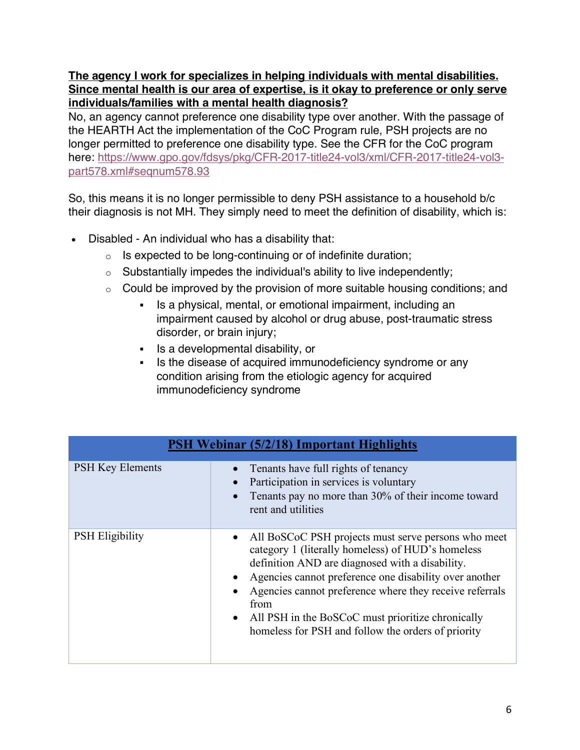**<u>The agency I work for specializes in helping individuals with mental disabilities. Since mental health is our area of expertise, is it okay to preference or only serve individuals/families with a mental health diagnosis?</u>**

No, an agency cannot preference one disability type over another. With the passage of the HEARTH Act the implementation of the CoC Program rule, PSH projects are no longer permitted to preference one disability type. See the CFR for the CoC program here: https://www.gpo.gov/fdsys/pkg/CFR-2017-title24-vol3/xml/CFR-2017-title24-vol3-part578.xml#seqnum578.93

So, this means it is no longer permissible to deny PSH assistance to a household b/c their diagnosis is not MH. They simply need to meet the definition of disability, which is:

- Disabled - An individual who has a disability that:
  - Is expected to be long-continuing or of indefinite duration;
  - Substantially impedes the individual's ability to live independently;
  - Could be improved by the provision of more suitable housing conditions; and
    - Is a physical, mental, or emotional impairment, including an impairment caused by alcohol or drug abuse, post-traumatic stress disorder, or brain injury;
    - Is a developmental disability, or
    - Is the disease of acquired immunodeficiency syndrome or any condition arising from the etiologic agency for acquired immunodeficiency syndrome

| **<u>PSH Webinar (5/2/18) Important Highlights</u>** | |
|---|---|
| PSH Key Elements | • Tenants have full rights of tenancy<br>• Participation in services is voluntary<br>• Tenants pay no more than 30% of their income toward rent and utilities |
| PSH Eligibility | • All BoSCoC PSH projects must serve persons who meet category 1 (literally homeless) of HUD's homeless definition AND are diagnosed with a disability.<br>• Agencies cannot preference one disability over another<br>• Agencies cannot preference where they receive referrals from<br>• All PSH in the BoSCoC must prioritize chronically homeless for PSH and follow the orders of priority |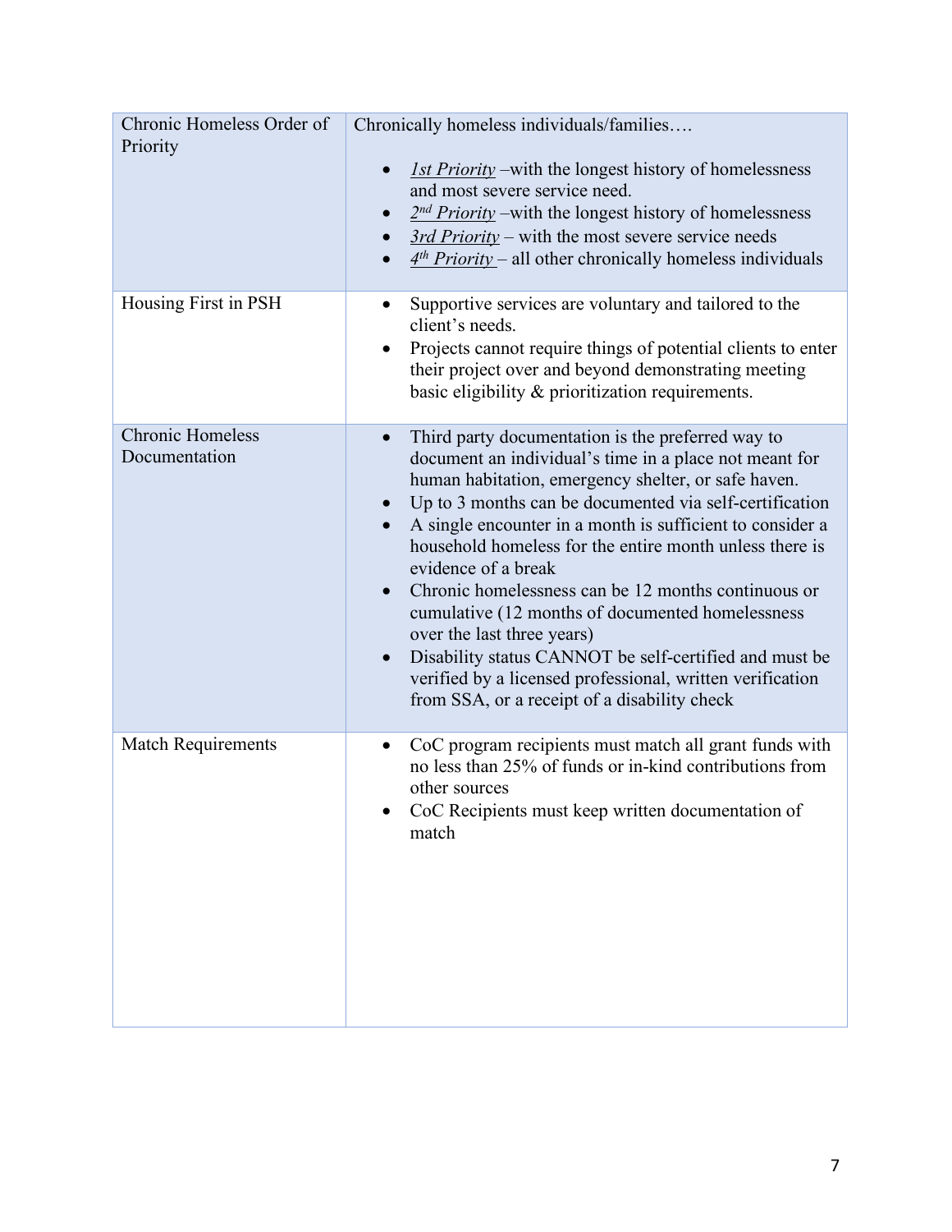| | |
|---|---|
| Chronic Homeless Order of Priority | Chronically homeless individuals/families….<br>• *<u>1st Priority</u>* –with the longest history of homelessness and most severe service need.<br>• *<u>2nd Priority</u>* –with the longest history of homelessness<br>• *<u>3rd Priority</u>* – with the most severe service needs<br>• *<u>4th Priority</u>* – all other chronically homeless individuals |
| Housing First in PSH | • Supportive services are voluntary and tailored to the client's needs.<br>• Projects cannot require things of potential clients to enter their project over and beyond demonstrating meeting basic eligibility & prioritization requirements. |
| Chronic Homeless Documentation | • Third party documentation is the preferred way to document an individual's time in a place not meant for human habitation, emergency shelter, or safe haven.<br>• Up to 3 months can be documented via self-certification<br>• A single encounter in a month is sufficient to consider a household homeless for the entire month unless there is evidence of a break<br>• Chronic homelessness can be 12 months continuous or cumulative (12 months of documented homelessness over the last three years)<br>• Disability status CANNOT be self-certified and must be verified by a licensed professional, written verification from SSA, or a receipt of a disability check |
| Match Requirements | • CoC program recipients must match all grant funds with no less than 25% of funds or in-kind contributions from other sources<br>• CoC Recipients must keep written documentation of match |